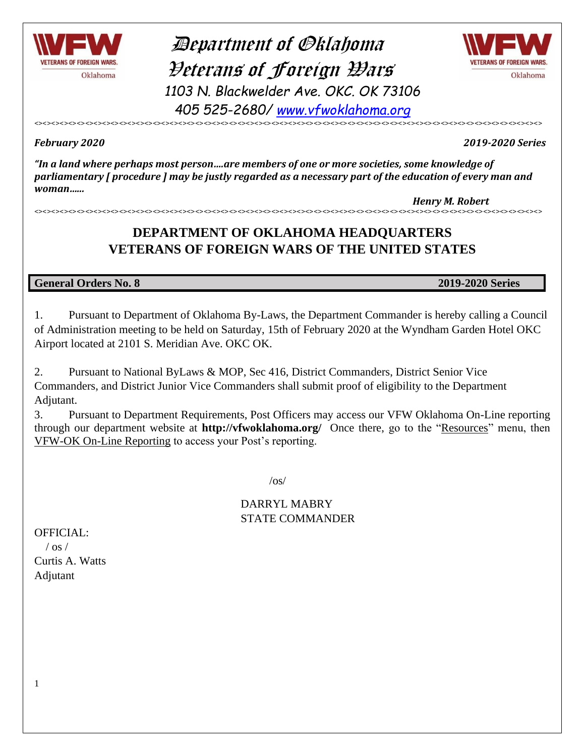# Department of Oklahoma Veterans of Foreign Wars

1103 N. Blackwelder Ave. OKC. OK 73106

405 525-2680/ www.vfwoklahoma.org

<><><><><><><><><><><><><><><><><><><><><><><><><><><><><><><><><><><><><><><><><><><><><><><><><><>

***February 2020*** ***2019-2020 Series***

***"In a land where perhaps most person….are members of one or more societies, some knowledge of parliamentary [ procedure ] may be justly regarded as a necessary part of the education of every man and woman……***

***Henry M. Robert***

<><><><><><><><><><><><><><><><><><><><><><><><><><><><><><><><><><><><><><><><><><><><><><><><><><>

## DEPARTMENT OF OKLAHOMA HEADQUARTERS
## VETERANS OF FOREIGN WARS OF THE UNITED STATES

**General Orders No. 8** **2019-2020 Series**

1. Pursuant to Department of Oklahoma By-Laws, the Department Commander is hereby calling a Council of Administration meeting to be held on Saturday, 15th of February 2020 at the Wyndham Garden Hotel OKC Airport located at 2101 S. Meridian Ave. OKC OK.

2. Pursuant to National ByLaws & MOP, Sec 416, District Commanders, District Senior Vice Commanders, and District Junior Vice Commanders shall submit proof of eligibility to the Department Adjutant.

3. Pursuant to Department Requirements, Post Officers may access our VFW Oklahoma On-Line reporting through our department website at **http://vfwoklahoma.org/** Once there, go to the "Resources" menu, then VFW-OK On-Line Reporting to access your Post's reporting.

/os/

DARRYL MABRY
STATE COMMANDER

OFFICIAL:
/ os /
Curtis A. Watts
Adjutant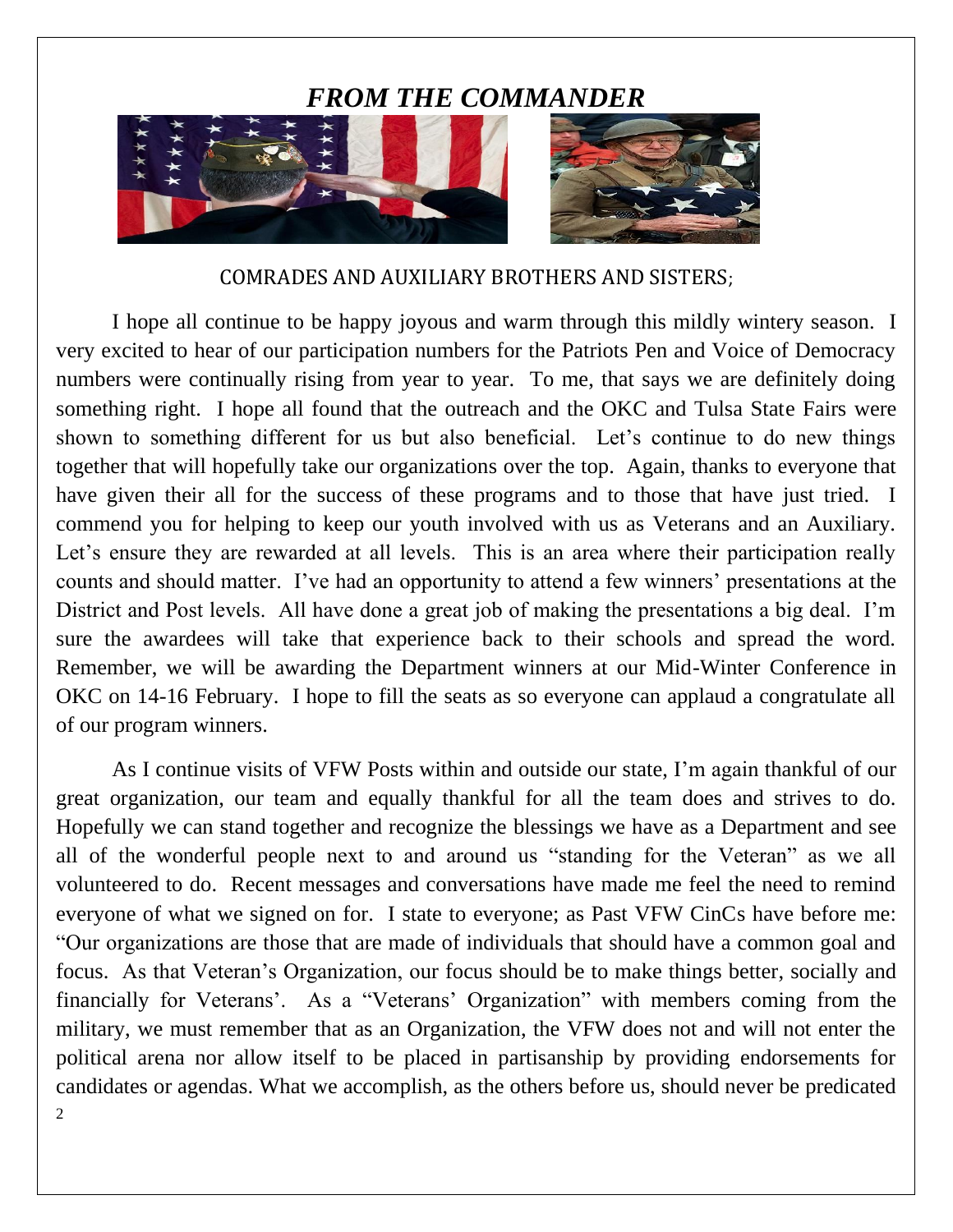## *FROM THE COMMANDER*

COMRADES AND AUXILIARY BROTHERS AND SISTERS;

I hope all continue to be happy joyous and warm through this mildly wintery season. I very excited to hear of our participation numbers for the Patriots Pen and Voice of Democracy numbers were continually rising from year to year. To me, that says we are definitely doing something right. I hope all found that the outreach and the OKC and Tulsa State Fairs were shown to something different for us but also beneficial. Let's continue to do new things together that will hopefully take our organizations over the top. Again, thanks to everyone that have given their all for the success of these programs and to those that have just tried. I commend you for helping to keep our youth involved with us as Veterans and an Auxiliary. Let's ensure they are rewarded at all levels. This is an area where their participation really counts and should matter. I've had an opportunity to attend a few winners' presentations at the District and Post levels. All have done a great job of making the presentations a big deal. I'm sure the awardees will take that experience back to their schools and spread the word. Remember, we will be awarding the Department winners at our Mid-Winter Conference in OKC on 14-16 February. I hope to fill the seats as so everyone can applaud a congratulate all of our program winners.

As I continue visits of VFW Posts within and outside our state, I'm again thankful of our great organization, our team and equally thankful for all the team does and strives to do. Hopefully we can stand together and recognize the blessings we have as a Department and see all of the wonderful people next to and around us "standing for the Veteran" as we all volunteered to do. Recent messages and conversations have made me feel the need to remind everyone of what we signed on for. I state to everyone; as Past VFW CinCs have before me: "Our organizations are those that are made of individuals that should have a common goal and focus. As that Veteran's Organization, our focus should be to make things better, socially and financially for Veterans'. As a "Veterans' Organization" with members coming from the military, we must remember that as an Organization, the VFW does not and will not enter the political arena nor allow itself to be placed in partisanship by providing endorsements for candidates or agendas. What we accomplish, as the others before us, should never be predicated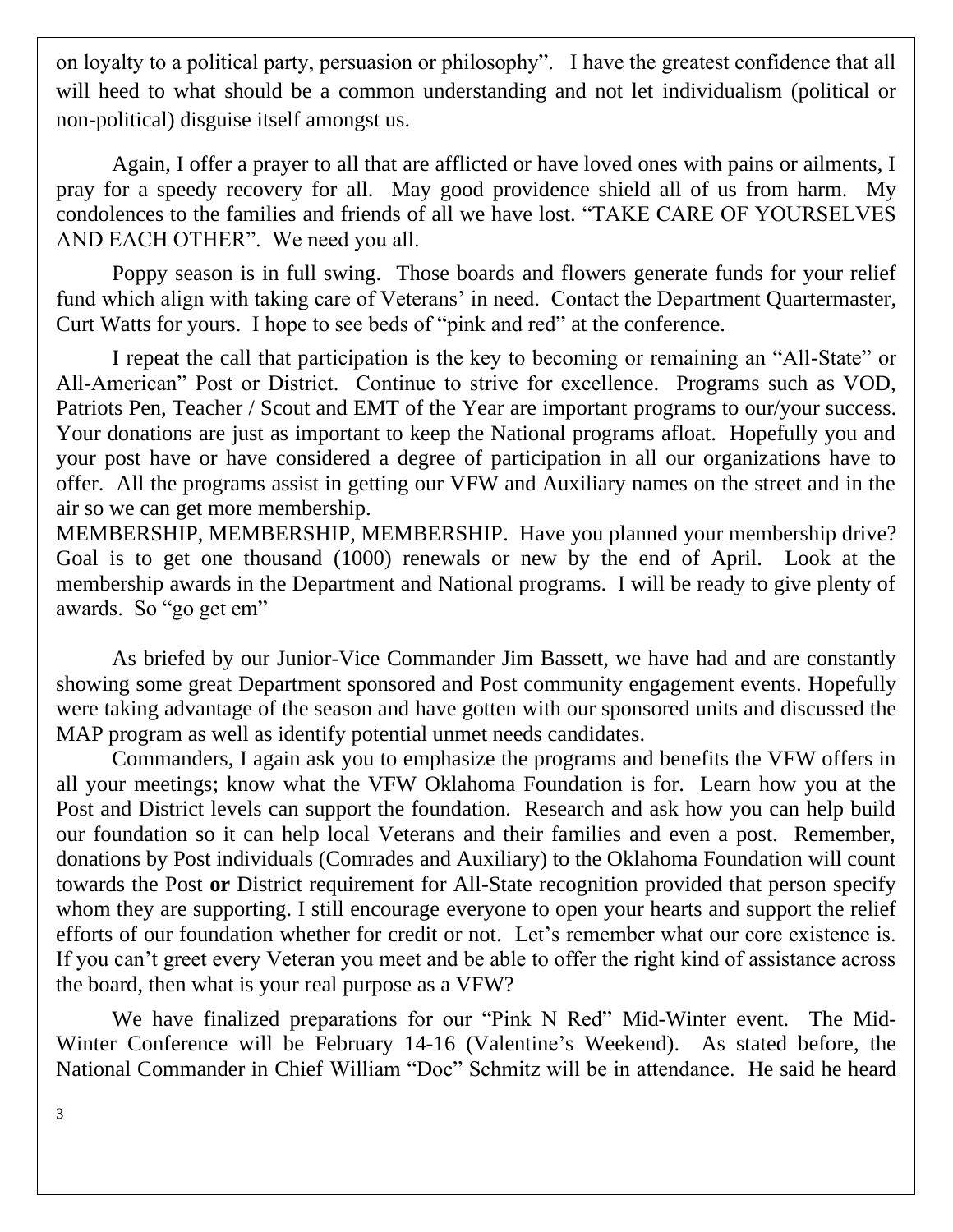on loyalty to a political party, persuasion or philosophy". I have the greatest confidence that all will heed to what should be a common understanding and not let individualism (political or non-political) disguise itself amongst us.

Again, I offer a prayer to all that are afflicted or have loved ones with pains or ailments, I pray for a speedy recovery for all. May good providence shield all of us from harm. My condolences to the families and friends of all we have lost. "TAKE CARE OF YOURSELVES AND EACH OTHER". We need you all.

Poppy season is in full swing. Those boards and flowers generate funds for your relief fund which align with taking care of Veterans' in need. Contact the Department Quartermaster, Curt Watts for yours. I hope to see beds of "pink and red" at the conference.

I repeat the call that participation is the key to becoming or remaining an "All-State" or All-American" Post or District. Continue to strive for excellence. Programs such as VOD, Patriots Pen, Teacher / Scout and EMT of the Year are important programs to our/your success. Your donations are just as important to keep the National programs afloat. Hopefully you and your post have or have considered a degree of participation in all our organizations have to offer. All the programs assist in getting our VFW and Auxiliary names on the street and in the air so we can get more membership.

MEMBERSHIP, MEMBERSHIP, MEMBERSHIP. Have you planned your membership drive? Goal is to get one thousand (1000) renewals or new by the end of April. Look at the membership awards in the Department and National programs. I will be ready to give plenty of awards. So "go get em"

As briefed by our Junior-Vice Commander Jim Bassett, we have had and are constantly showing some great Department sponsored and Post community engagement events. Hopefully were taking advantage of the season and have gotten with our sponsored units and discussed the MAP program as well as identify potential unmet needs candidates.

Commanders, I again ask you to emphasize the programs and benefits the VFW offers in all your meetings; know what the VFW Oklahoma Foundation is for. Learn how you at the Post and District levels can support the foundation. Research and ask how you can help build our foundation so it can help local Veterans and their families and even a post. Remember, donations by Post individuals (Comrades and Auxiliary) to the Oklahoma Foundation will count towards the Post **or** District requirement for All-State recognition provided that person specify whom they are supporting. I still encourage everyone to open your hearts and support the relief efforts of our foundation whether for credit or not. Let's remember what our core existence is. If you can't greet every Veteran you meet and be able to offer the right kind of assistance across the board, then what is your real purpose as a VFW?

We have finalized preparations for our "Pink N Red" Mid-Winter event. The Mid-Winter Conference will be February 14-16 (Valentine's Weekend). As stated before, the National Commander in Chief William "Doc" Schmitz will be in attendance. He said he heard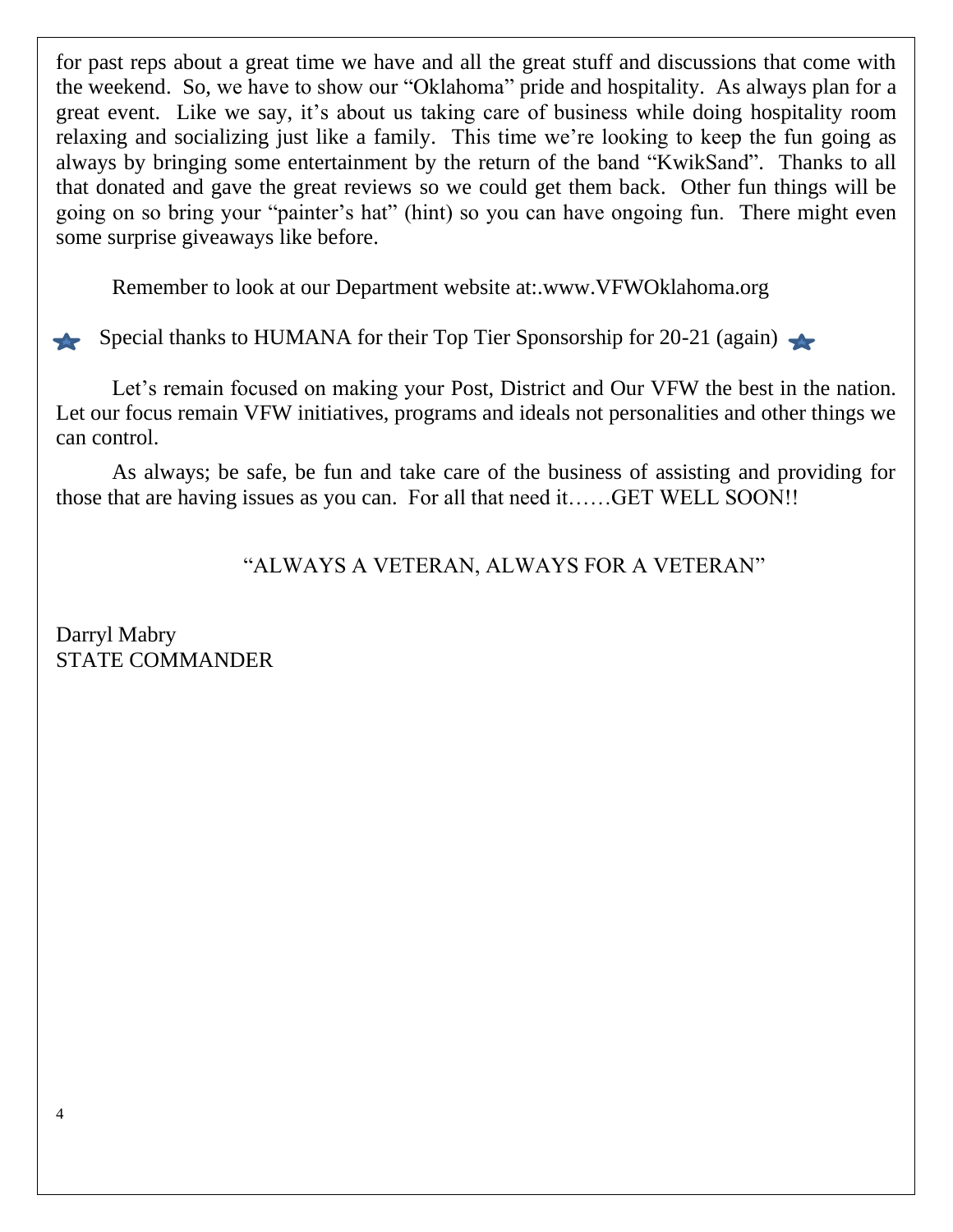for past reps about a great time we have and all the great stuff and discussions that come with the weekend. So, we have to show our "Oklahoma" pride and hospitality. As always plan for a great event. Like we say, it's about us taking care of business while doing hospitality room relaxing and socializing just like a family. This time we're looking to keep the fun going as always by bringing some entertainment by the return of the band "KwikSand". Thanks to all that donated and gave the great reviews so we could get them back. Other fun things will be going on so bring your "painter's hat" (hint) so you can have ongoing fun. There might even some surprise giveaways like before.

Remember to look at our Department website at:.www.VFWOklahoma.org

★ Special thanks to HUMANA for their Top Tier Sponsorship for 20-21 (again) ★

Let's remain focused on making your Post, District and Our VFW the best in the nation. Let our focus remain VFW initiatives, programs and ideals not personalities and other things we can control.

As always; be safe, be fun and take care of the business of assisting and providing for those that are having issues as you can. For all that need it……GET WELL SOON!!

"ALWAYS A VETERAN, ALWAYS FOR A VETERAN"

Darryl Mabry
STATE COMMANDER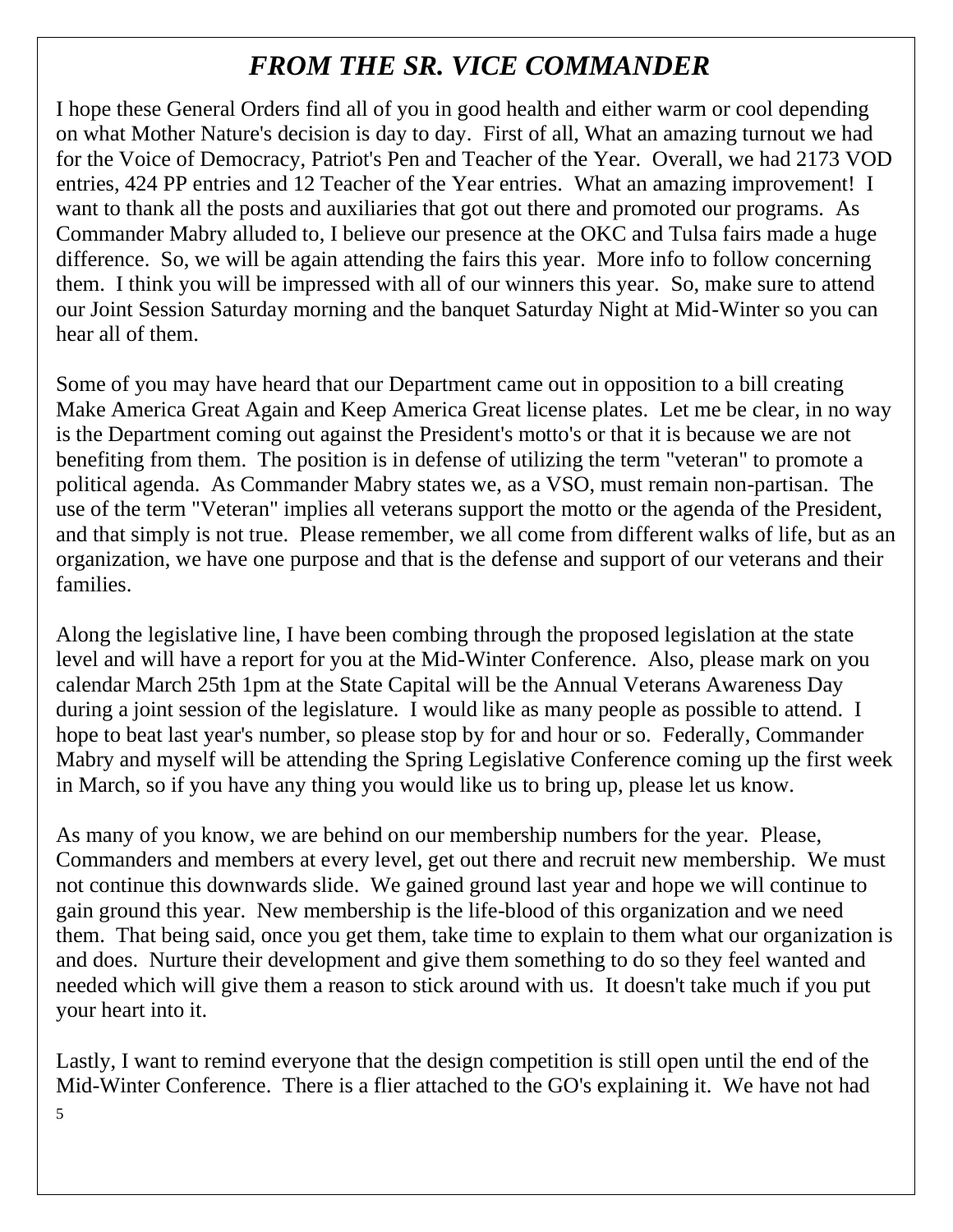# *FROM THE SR. VICE COMMANDER*

I hope these General Orders find all of you in good health and either warm or cool depending on what Mother Nature's decision is day to day. First of all, What an amazing turnout we had for the Voice of Democracy, Patriot's Pen and Teacher of the Year. Overall, we had 2173 VOD entries, 424 PP entries and 12 Teacher of the Year entries. What an amazing improvement! I want to thank all the posts and auxiliaries that got out there and promoted our programs. As Commander Mabry alluded to, I believe our presence at the OKC and Tulsa fairs made a huge difference. So, we will be again attending the fairs this year. More info to follow concerning them. I think you will be impressed with all of our winners this year. So, make sure to attend our Joint Session Saturday morning and the banquet Saturday Night at Mid-Winter so you can hear all of them.

Some of you may have heard that our Department came out in opposition to a bill creating Make America Great Again and Keep America Great license plates. Let me be clear, in no way is the Department coming out against the President's motto's or that it is because we are not benefiting from them. The position is in defense of utilizing the term "veteran" to promote a political agenda. As Commander Mabry states we, as a VSO, must remain non-partisan. The use of the term "Veteran" implies all veterans support the motto or the agenda of the President, and that simply is not true. Please remember, we all come from different walks of life, but as an organization, we have one purpose and that is the defense and support of our veterans and their families.

Along the legislative line, I have been combing through the proposed legislation at the state level and will have a report for you at the Mid-Winter Conference. Also, please mark on you calendar March 25th 1pm at the State Capital will be the Annual Veterans Awareness Day during a joint session of the legislature. I would like as many people as possible to attend. I hope to beat last year's number, so please stop by for and hour or so. Federally, Commander Mabry and myself will be attending the Spring Legislative Conference coming up the first week in March, so if you have any thing you would like us to bring up, please let us know.

As many of you know, we are behind on our membership numbers for the year. Please, Commanders and members at every level, get out there and recruit new membership. We must not continue this downwards slide. We gained ground last year and hope we will continue to gain ground this year. New membership is the life-blood of this organization and we need them. That being said, once you get them, take time to explain to them what our organization is and does. Nurture their development and give them something to do so they feel wanted and needed which will give them a reason to stick around with us. It doesn't take much if you put your heart into it.

Lastly, I want to remind everyone that the design competition is still open until the end of the Mid-Winter Conference. There is a flier attached to the GO's explaining it. We have not had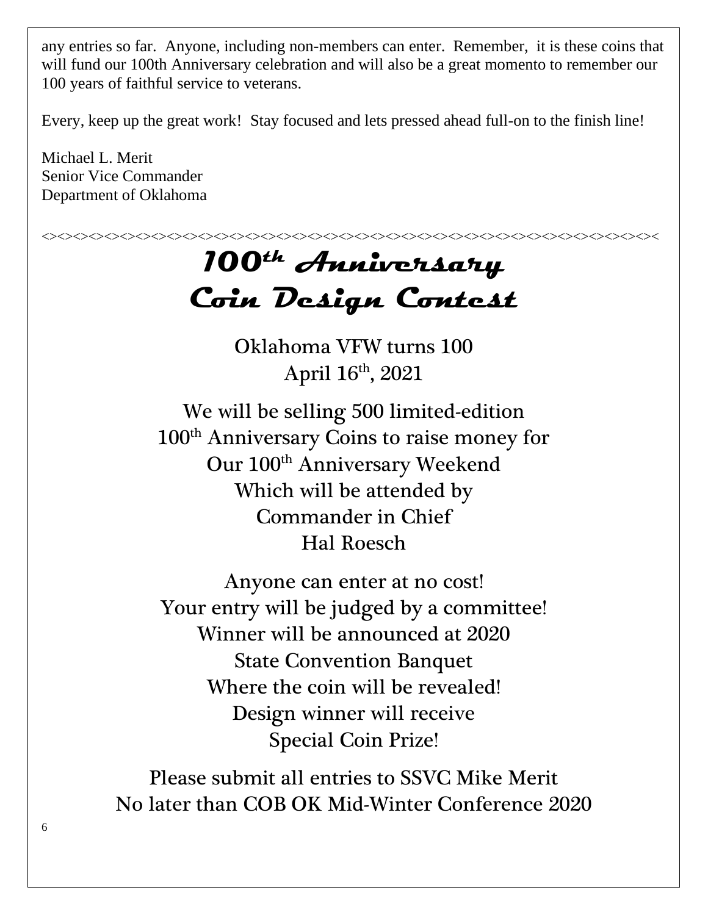any entries so far. Anyone, including non-members can enter. Remember, it is these coins that will fund our 100th Anniversary celebration and will also be a great momento to remember our 100 years of faithful service to veterans.

Every, keep up the great work! Stay focused and lets pressed ahead full-on to the finish line!

Michael L. Merit
Senior Vice Commander
Department of Oklahoma

<><><><><><><><><><><><><><><><><><><><><><><><><><><><><><><><><><><><><><><><><><><><><><><><><><><><><><><><><><><><><><><><><><>

# 100th Anniversary Coin Design Contest

Oklahoma VFW turns 100
April 16th, 2021

We will be selling 500 limited-edition
100th Anniversary Coins to raise money for
Our 100th Anniversary Weekend
Which will be attended by
Commander in Chief
Hal Roesch

Anyone can enter at no cost!
Your entry will be judged by a committee!
Winner will be announced at 2020
State Convention Banquet
Where the coin will be revealed!
Design winner will receive
Special Coin Prize!

Please submit all entries to SSVC Mike Merit
No later than COB OK Mid-Winter Conference 2020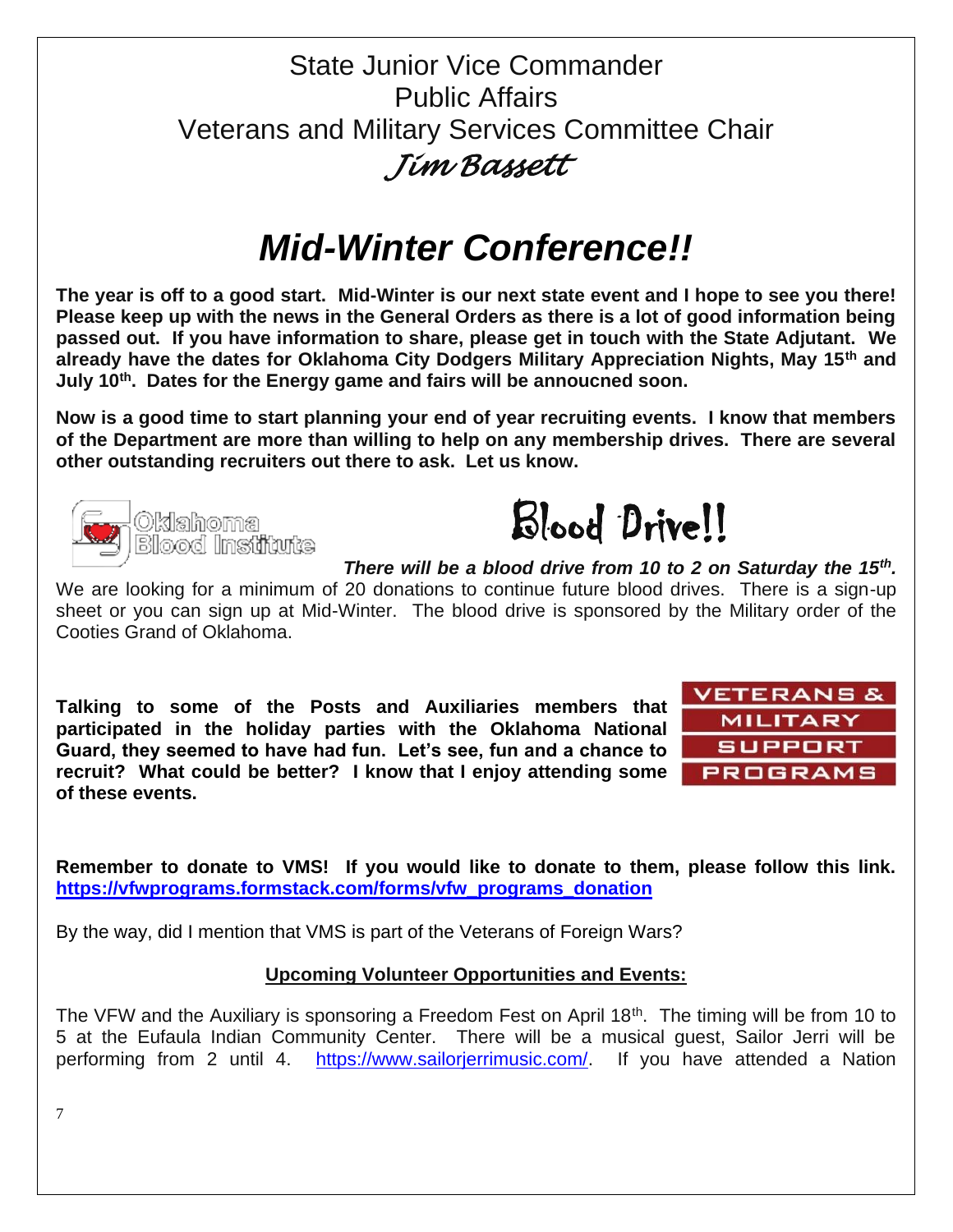State Junior Vice Commander
Public Affairs
Veterans and Military Services Committee Chair
*Jim Bassett*

# *Mid-Winter Conference!!*

**The year is off to a good start. Mid-Winter is our next state event and I hope to see you there! Please keep up with the news in the General Orders as there is a lot of good information being passed out. If you have information to share, please get in touch with the State Adjutant. We already have the dates for Oklahoma City Dodgers Military Appreciation Nights, May 15th and July 10th. Dates for the Energy game and fairs will be annoucned soon.**

**Now is a good time to start planning your end of year recruiting events. I know that members of the Department are more than willing to help on any membership drives. There are several other outstanding recruiters out there to ask. Let us know.**

Oklahoma Blood Institute

## Blood Drive!!

***There will be a blood drive from 10 to 2 on Saturday the 15th.*** We are looking for a minimum of 20 donations to continue future blood drives. There is a sign-up sheet or you can sign up at Mid-Winter. The blood drive is sponsored by the Military order of the Cooties Grand of Oklahoma.

**Talking to some of the Posts and Auxiliaries members that participated in the holiday parties with the Oklahoma National Guard, they seemed to have had fun. Let's see, fun and a chance to recruit? What could be better? I know that I enjoy attending some of these events.**

VETERANS & MILITARY SUPPORT PROGRAMS

**Remember to donate to VMS! If you would like to donate to them, please follow this link. [https://vfwprograms.formstack.com/forms/vfw_programs_donation](https://vfwprograms.formstack.com/forms/vfw_programs_donation)**

By the way, did I mention that VMS is part of the Veterans of Foreign Wars?

**Upcoming Volunteer Opportunities and Events:**

The VFW and the Auxiliary is sponsoring a Freedom Fest on April 18th. The timing will be from 10 to 5 at the Eufaula Indian Community Center. There will be a musical guest, Sailor Jerri will be performing from 2 until 4. [https://www.sailorjerrimusic.com/](https://www.sailorjerrimusic.com/). If you have attended a Nation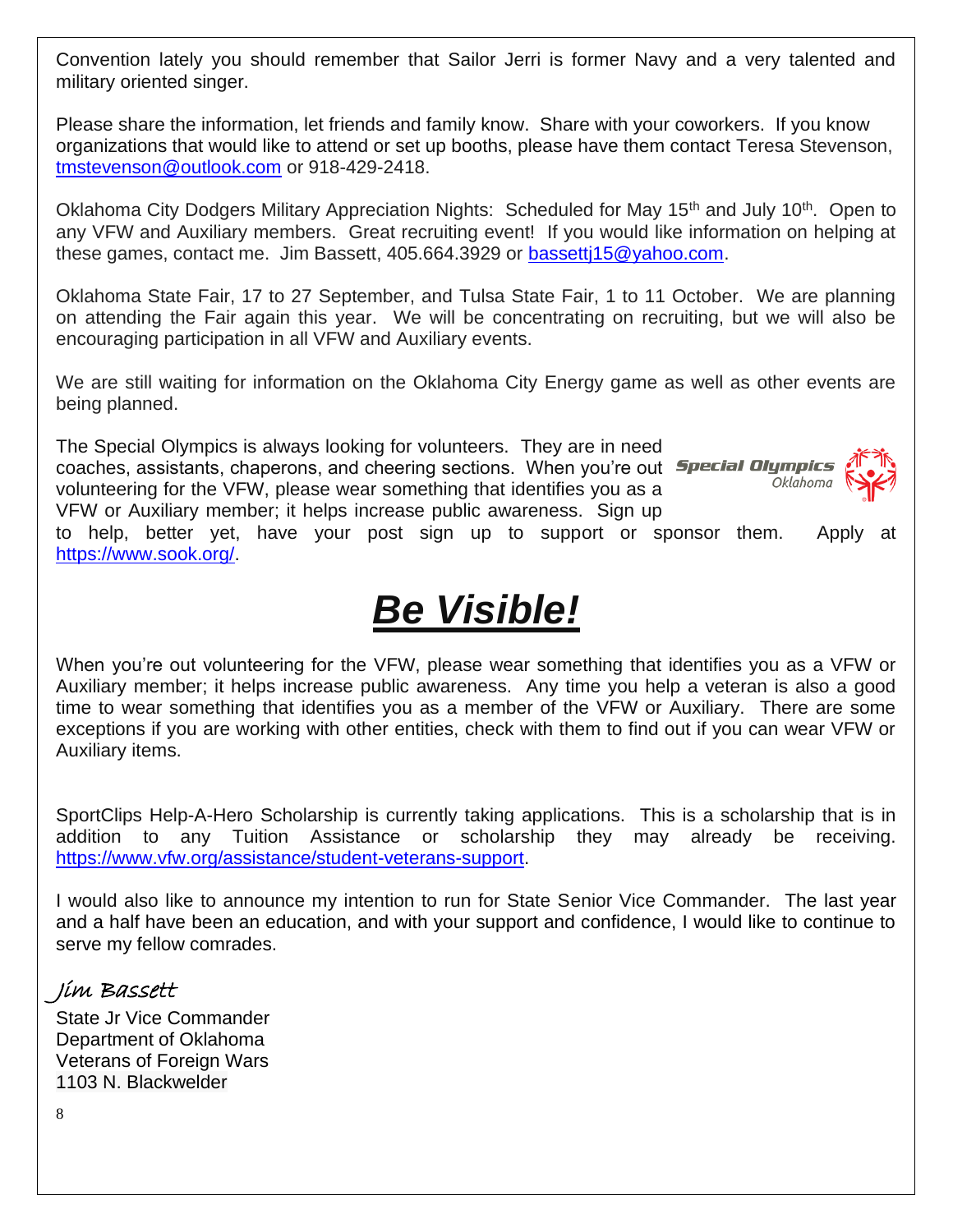Convention lately you should remember that Sailor Jerri is former Navy and a very talented and military oriented singer.

Please share the information, let friends and family know. Share with your coworkers. If you know organizations that would like to attend or set up booths, please have them contact Teresa Stevenson, tmstevenson@outlook.com or 918-429-2418.

Oklahoma City Dodgers Military Appreciation Nights: Scheduled for May 15th and July 10th. Open to any VFW and Auxiliary members. Great recruiting event! If you would like information on helping at these games, contact me. Jim Bassett, 405.664.3929 or bassettj15@yahoo.com.

Oklahoma State Fair, 17 to 27 September, and Tulsa State Fair, 1 to 11 October. We are planning on attending the Fair again this year. We will be concentrating on recruiting, but we will also be encouraging participation in all VFW and Auxiliary events.

We are still waiting for information on the Oklahoma City Energy game as well as other events are being planned.

The Special Olympics is always looking for volunteers. They are in need coaches, assistants, chaperons, and cheering sections. When you're out volunteering for the VFW, please wear something that identifies you as a VFW or Auxiliary member; it helps increase public awareness. Sign up to help, better yet, have your post sign up to support or sponsor them. Apply at https://www.sook.org/.

# ***Be Visible!***

When you're out volunteering for the VFW, please wear something that identifies you as a VFW or Auxiliary member; it helps increase public awareness. Any time you help a veteran is also a good time to wear something that identifies you as a member of the VFW or Auxiliary. There are some exceptions if you are working with other entities, check with them to find out if you can wear VFW or Auxiliary items.

SportClips Help-A-Hero Scholarship is currently taking applications. This is a scholarship that is in addition to any Tuition Assistance or scholarship they may already be receiving. https://www.vfw.org/assistance/student-veterans-support.

I would also like to announce my intention to run for State Senior Vice Commander. The last year and a half have been an education, and with your support and confidence, I would like to continue to serve my fellow comrades.

*Jim Bassett*

State Jr Vice Commander
Department of Oklahoma
Veterans of Foreign Wars
1103 N. Blackwelder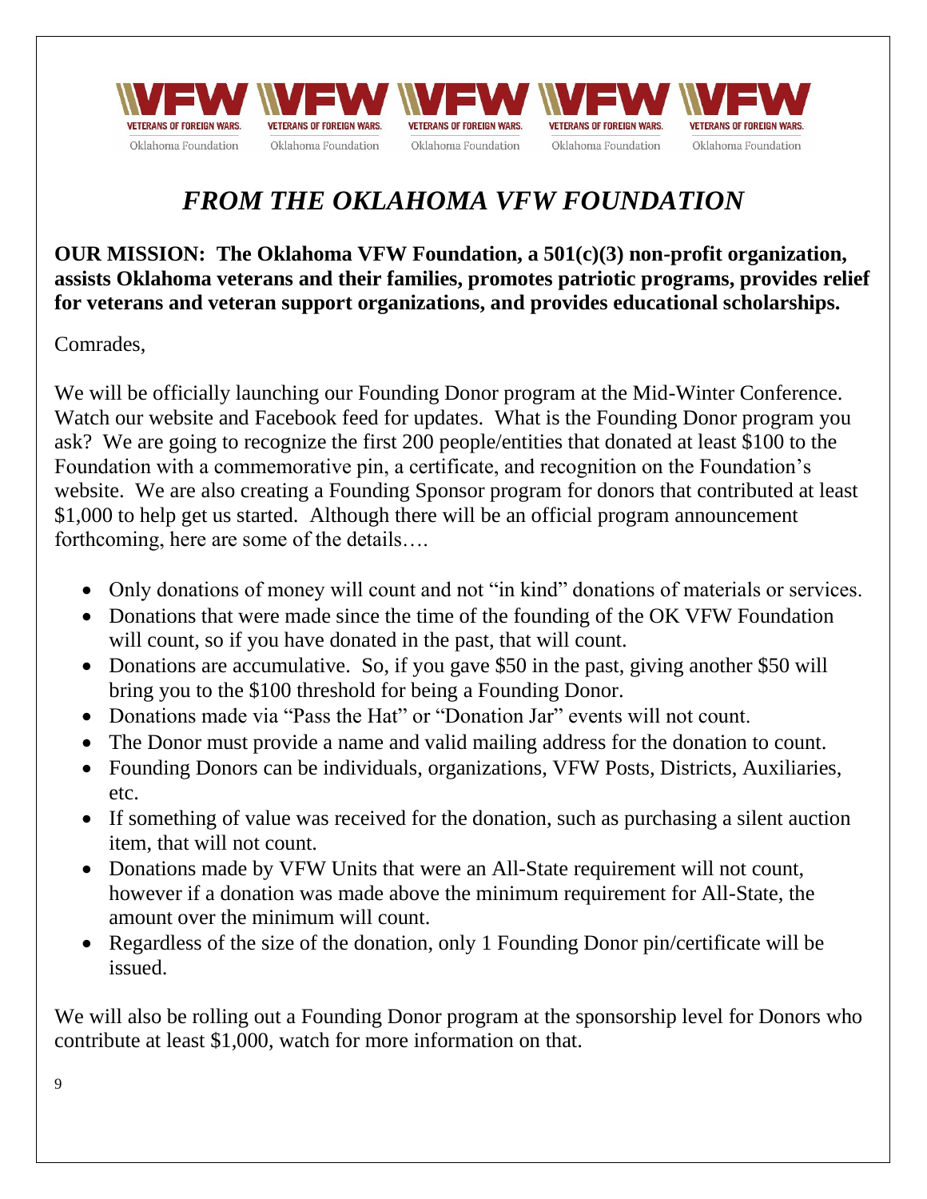# *FROM THE OKLAHOMA VFW FOUNDATION*

**OUR MISSION: The Oklahoma VFW Foundation, a 501(c)(3) non-profit organization, assists Oklahoma veterans and their families, promotes patriotic programs, provides relief for veterans and veteran support organizations, and provides educational scholarships.**

Comrades,

We will be officially launching our Founding Donor program at the Mid-Winter Conference. Watch our website and Facebook feed for updates. What is the Founding Donor program you ask? We are going to recognize the first 200 people/entities that donated at least $100 to the Foundation with a commemorative pin, a certificate, and recognition on the Foundation's website. We are also creating a Founding Sponsor program for donors that contributed at least $1,000 to help get us started. Although there will be an official program announcement forthcoming, here are some of the details….

- Only donations of money will count and not "in kind" donations of materials or services.
- Donations that were made since the time of the founding of the OK VFW Foundation will count, so if you have donated in the past, that will count.
- Donations are accumulative. So, if you gave $50 in the past, giving another $50 will bring you to the $100 threshold for being a Founding Donor.
- Donations made via "Pass the Hat" or "Donation Jar" events will not count.
- The Donor must provide a name and valid mailing address for the donation to count.
- Founding Donors can be individuals, organizations, VFW Posts, Districts, Auxiliaries, etc.
- If something of value was received for the donation, such as purchasing a silent auction item, that will not count.
- Donations made by VFW Units that were an All-State requirement will not count, however if a donation was made above the minimum requirement for All-State, the amount over the minimum will count.
- Regardless of the size of the donation, only 1 Founding Donor pin/certificate will be issued.

We will also be rolling out a Founding Donor program at the sponsorship level for Donors who contribute at least $1,000, watch for more information on that.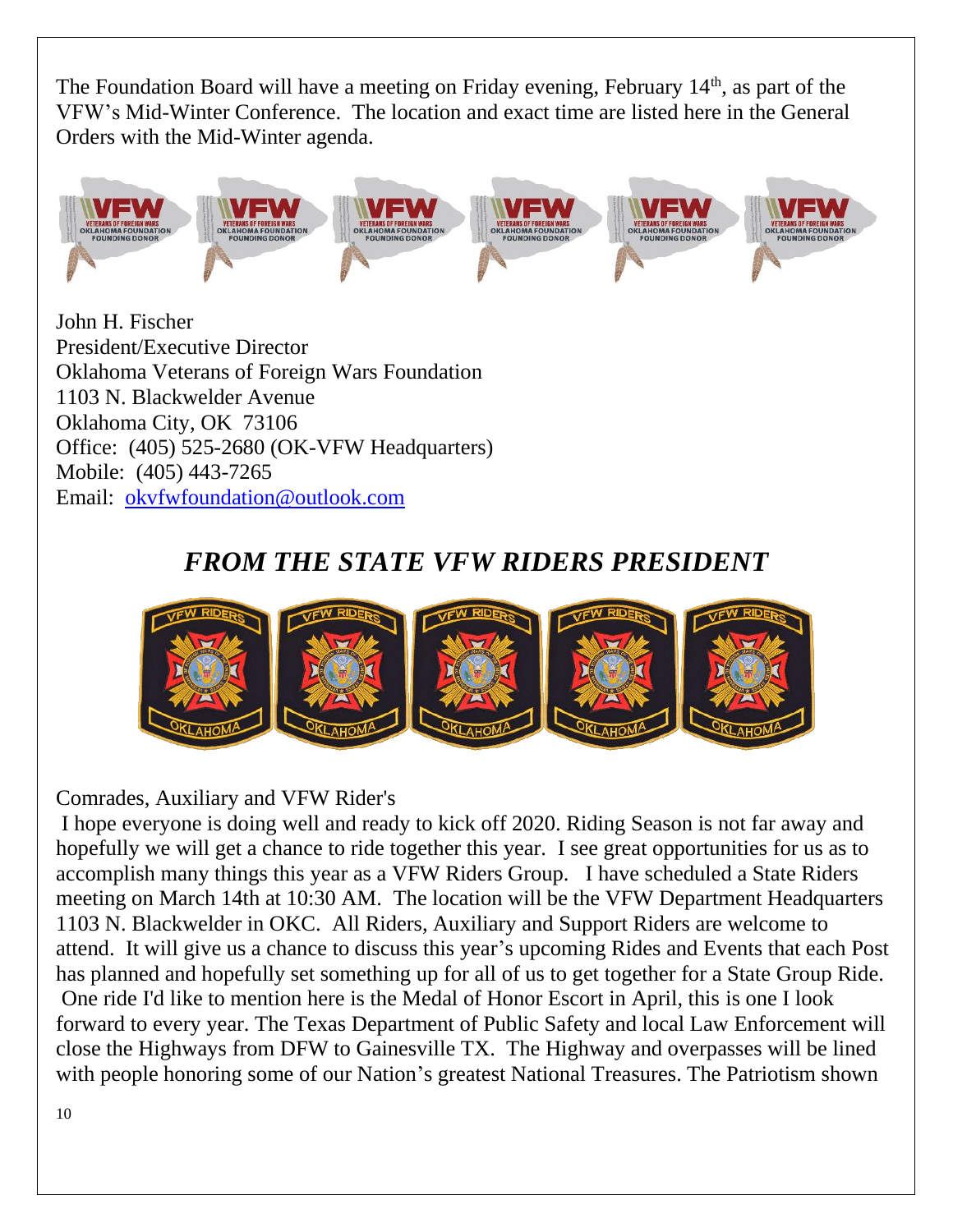The Foundation Board will have a meeting on Friday evening, February 14th, as part of the VFW's Mid-Winter Conference. The location and exact time are listed here in the General Orders with the Mid-Winter agenda.

John H. Fischer
President/Executive Director
Oklahoma Veterans of Foreign Wars Foundation
1103 N. Blackwelder Avenue
Oklahoma City, OK 73106
Office: (405) 525-2680 (OK-VFW Headquarters)
Mobile: (405) 443-7265
Email: okvfwfoundation@outlook.com

## *FROM THE STATE VFW RIDERS PRESIDENT*

Comrades, Auxiliary and VFW Rider's

I hope everyone is doing well and ready to kick off 2020. Riding Season is not far away and hopefully we will get a chance to ride together this year. I see great opportunities for us as to accomplish many things this year as a VFW Riders Group. I have scheduled a State Riders meeting on March 14th at 10:30 AM. The location will be the VFW Department Headquarters 1103 N. Blackwelder in OKC. All Riders, Auxiliary and Support Riders are welcome to attend. It will give us a chance to discuss this year's upcoming Rides and Events that each Post has planned and hopefully set something up for all of us to get together for a State Group Ride. One ride I'd like to mention here is the Medal of Honor Escort in April, this is one I look forward to every year. The Texas Department of Public Safety and local Law Enforcement will close the Highways from DFW to Gainesville TX. The Highway and overpasses will be lined with people honoring some of our Nation's greatest National Treasures. The Patriotism shown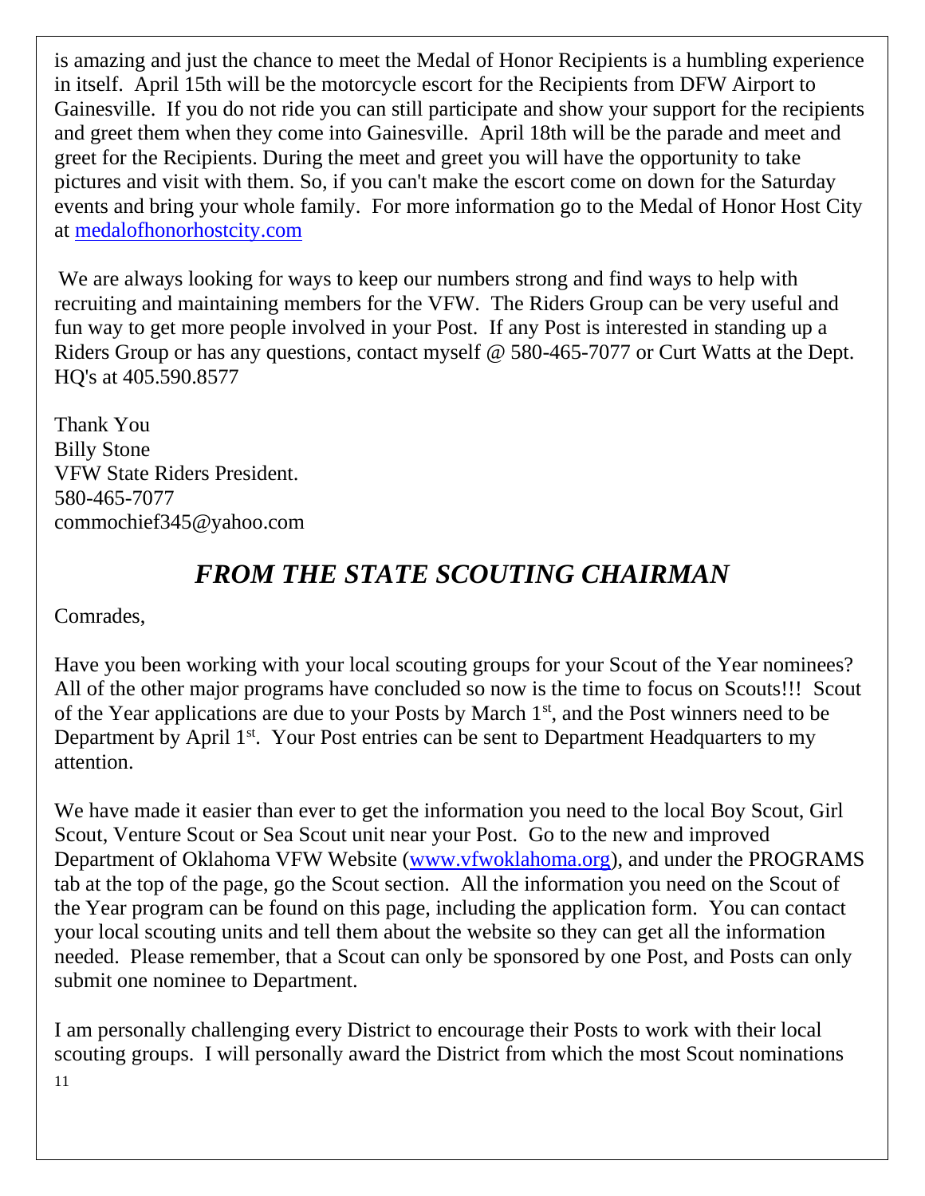is amazing and just the chance to meet the Medal of Honor Recipients is a humbling experience in itself. April 15th will be the motorcycle escort for the Recipients from DFW Airport to Gainesville. If you do not ride you can still participate and show your support for the recipients and greet them when they come into Gainesville. April 18th will be the parade and meet and greet for the Recipients. During the meet and greet you will have the opportunity to take pictures and visit with them. So, if you can't make the escort come on down for the Saturday events and bring your whole family. For more information go to the Medal of Honor Host City at [medalofhonorhostcity.com](medalofhonorhostcity.com)

We are always looking for ways to keep our numbers strong and find ways to help with recruiting and maintaining members for the VFW. The Riders Group can be very useful and fun way to get more people involved in your Post. If any Post is interested in standing up a Riders Group or has any questions, contact myself @ 580-465-7077 or Curt Watts at the Dept. HQ's at 405.590.8577

Thank You
Billy Stone
VFW State Riders President.
580-465-7077
commochief345@yahoo.com

## *FROM THE STATE SCOUTING CHAIRMAN*

Comrades,

Have you been working with your local scouting groups for your Scout of the Year nominees? All of the other major programs have concluded so now is the time to focus on Scouts!!! Scout of the Year applications are due to your Posts by March 1st, and the Post winners need to be Department by April 1st. Your Post entries can be sent to Department Headquarters to my attention.

We have made it easier than ever to get the information you need to the local Boy Scout, Girl Scout, Venture Scout or Sea Scout unit near your Post. Go to the new and improved Department of Oklahoma VFW Website ([www.vfwoklahoma.org](www.vfwoklahoma.org)), and under the PROGRAMS tab at the top of the page, go the Scout section. All the information you need on the Scout of the Year program can be found on this page, including the application form. You can contact your local scouting units and tell them about the website so they can get all the information needed. Please remember, that a Scout can only be sponsored by one Post, and Posts can only submit one nominee to Department.

I am personally challenging every District to encourage their Posts to work with their local scouting groups. I will personally award the District from which the most Scout nominations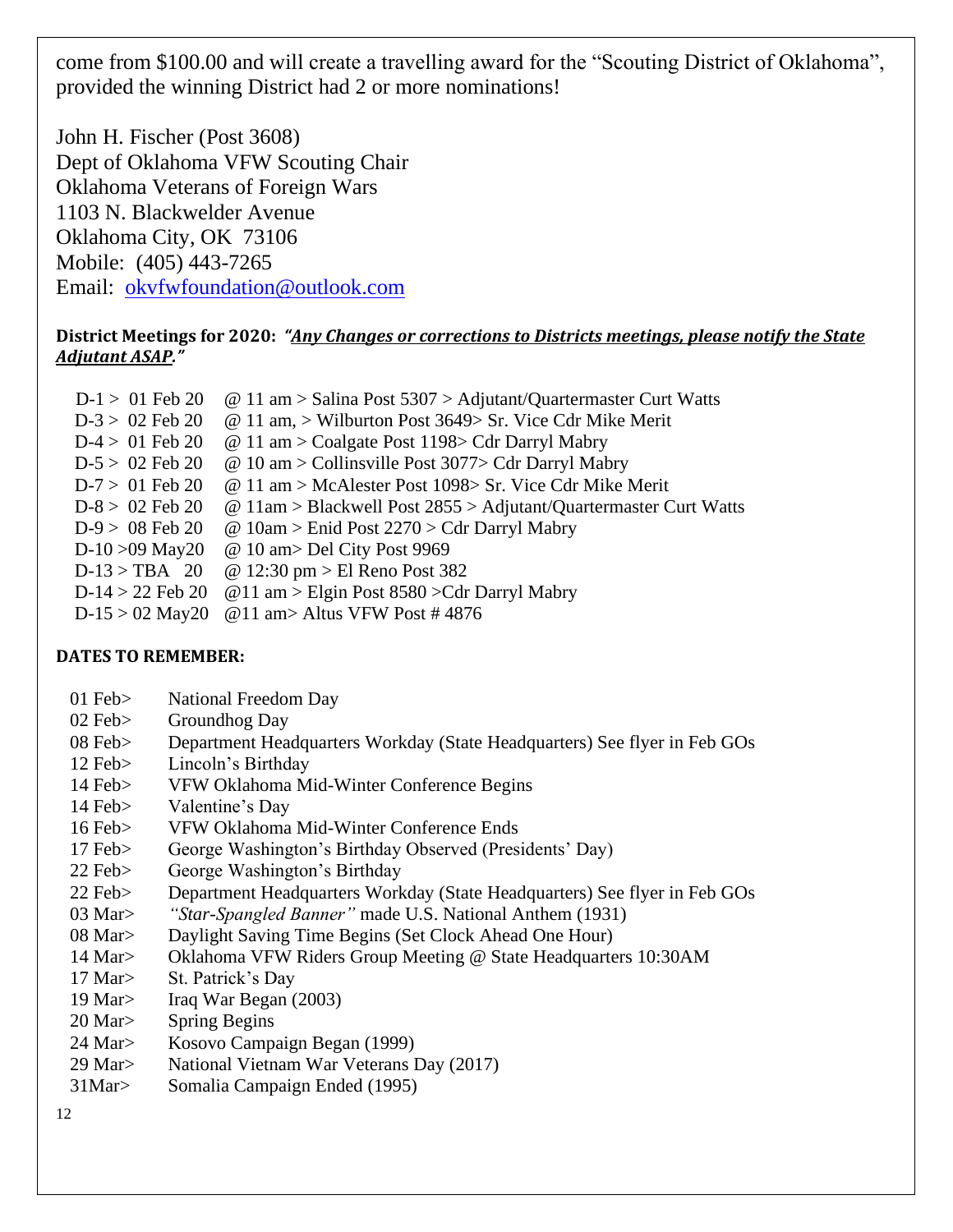come from $100.00 and will create a travelling award for the "Scouting District of Oklahoma", provided the winning District had 2 or more nominations!

John H. Fischer (Post 3608)
Dept of Oklahoma VFW Scouting Chair
Oklahoma Veterans of Foreign Wars
1103 N. Blackwelder Avenue
Oklahoma City, OK  73106
Mobile:  (405) 443-7265
Email:  okvfwfoundation@outlook.com

**District Meetings for 2020:** ***"Any Changes or corrections to Districts meetings, please notify the State Adjutant ASAP."***

D-1 >  01 Feb 20   @ 11 am > Salina Post 5307 > Adjutant/Quartermaster Curt Watts
D-3 >  02 Feb 20   @ 11 am, > Wilburton Post 3649> Sr. Vice Cdr Mike Merit
D-4 >  01 Feb 20   @ 11 am > Coalgate Post 1198> Cdr Darryl Mabry
D-5 >  02 Feb 20   @ 10 am > Collinsville Post 3077> Cdr Darryl Mabry
D-7 >  01 Feb 20   @ 11 am > McAlester Post 1098> Sr. Vice Cdr Mike Merit
D-8 >  02 Feb 20   @ 11am > Blackwell Post 2855 > Adjutant/Quartermaster Curt Watts
D-9 >  08 Feb 20   @ 10am > Enid Post 2270 > Cdr Darryl Mabry
D-10 >09 May20   @ 10 am> Del City Post 9969
D-13 > TBA   20   @ 12:30 pm > El Reno Post 382
D-14 > 22 Feb 20   @11 am > Elgin Post 8580 >Cdr Darryl Mabry
D-15 > 02 May20   @11 am> Altus VFW Post # 4876

**DATES TO REMEMBER:**

01 Feb>  National Freedom Day
02 Feb>  Groundhog Day
08 Feb>  Department Headquarters Workday (State Headquarters) See flyer in Feb GOs
12 Feb>  Lincoln's Birthday
14 Feb>  VFW Oklahoma Mid-Winter Conference Begins
14 Feb>  Valentine's Day
16 Feb>  VFW Oklahoma Mid-Winter Conference Ends
17 Feb>  George Washington's Birthday Observed (Presidents' Day)
22 Feb>  George Washington's Birthday
22 Feb>  Department Headquarters Workday (State Headquarters) See flyer in Feb GOs
03 Mar>  *"Star-Spangled Banner"* made U.S. National Anthem (1931)
08 Mar>  Daylight Saving Time Begins (Set Clock Ahead One Hour)
14 Mar>  Oklahoma VFW Riders Group Meeting @ State Headquarters 10:30AM
17 Mar>  St. Patrick's Day
19 Mar>  Iraq War Began (2003)
20 Mar>  Spring Begins
24 Mar>  Kosovo Campaign Began (1999)
29 Mar>  National Vietnam War Veterans Day (2017)
31Mar>  Somalia Campaign Ended (1995)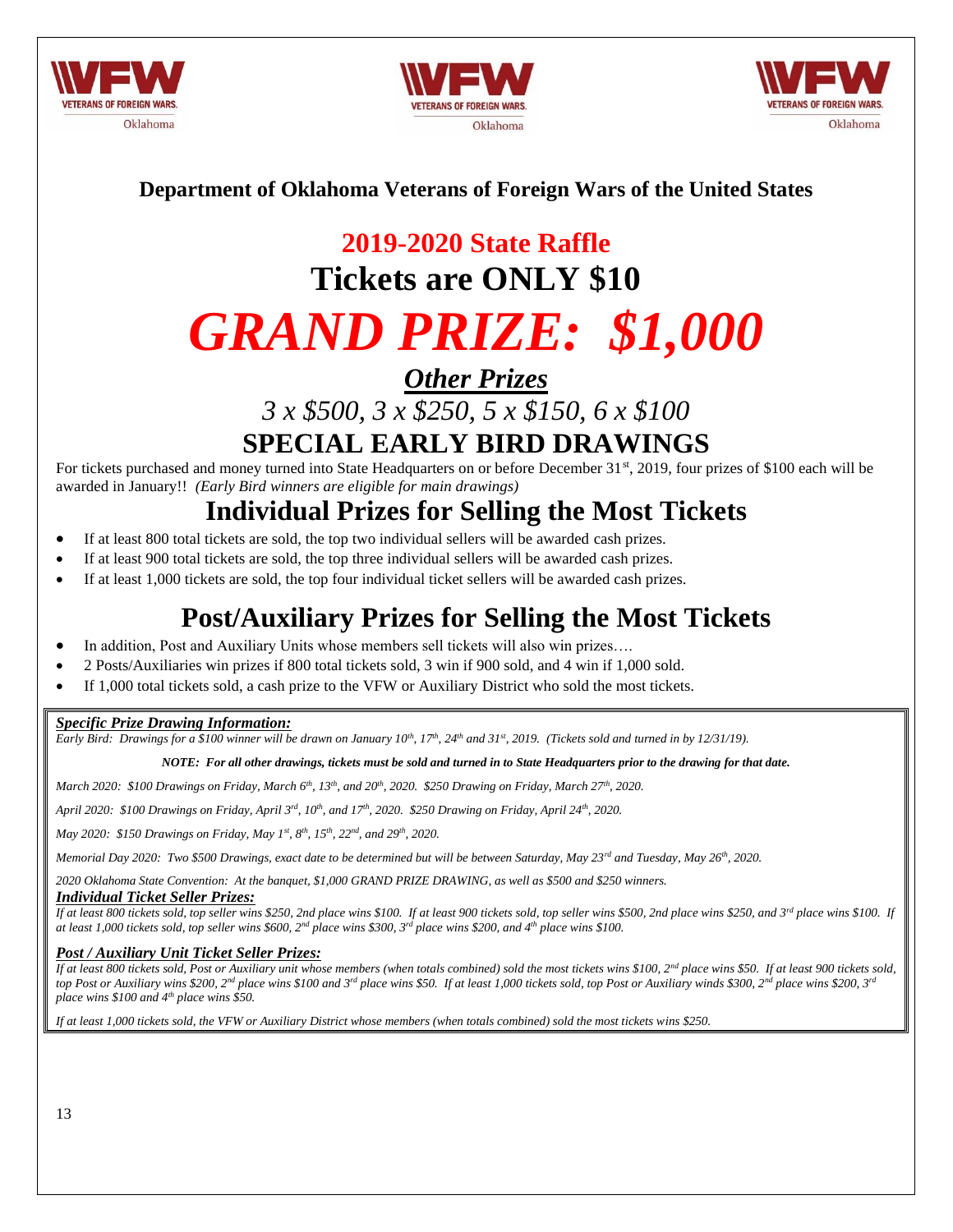**Department of Oklahoma Veterans of Foreign Wars of the United States**

# 2019-2020 State Raffle

# Tickets are ONLY $10

# *GRAND PRIZE: $1,000*

## ***Other Prizes***

*3 x $500, 3 x $250, 5 x $150, 6 x $100*

## SPECIAL EARLY BIRD DRAWINGS

For tickets purchased and money turned into State Headquarters on or before December 31st, 2019, four prizes of $100 each will be awarded in January!! *(Early Bird winners are eligible for main drawings)*

## Individual Prizes for Selling the Most Tickets

- If at least 800 total tickets are sold, the top two individual sellers will be awarded cash prizes.
- If at least 900 total tickets are sold, the top three individual sellers will be awarded cash prizes.
- If at least 1,000 tickets are sold, the top four individual ticket sellers will be awarded cash prizes.

## Post/Auxiliary Prizes for Selling the Most Tickets

- In addition, Post and Auxiliary Units whose members sell tickets will also win prizes….
- 2 Posts/Auxiliaries win prizes if 800 total tickets sold, 3 win if 900 sold, and 4 win if 1,000 sold.
- If 1,000 total tickets sold, a cash prize to the VFW or Auxiliary District who sold the most tickets.

***Specific Prize Drawing Information:***

*Early Bird: Drawings for a $100 winner will be drawn on January 10th, 17th, 24th and 31st, 2019. (Tickets sold and turned in by 12/31/19).*

***NOTE: For all other drawings, tickets must be sold and turned in to State Headquarters prior to the drawing for that date.***

*March 2020: $100 Drawings on Friday, March 6th, 13th, and 20th, 2020. $250 Drawing on Friday, March 27th, 2020.*

*April 2020: $100 Drawings on Friday, April 3rd, 10th, and 17th, 2020. $250 Drawing on Friday, April 24th, 2020.*

*May 2020: $150 Drawings on Friday, May 1st, 8th, 15th, 22nd, and 29th, 2020.*

*Memorial Day 2020: Two $500 Drawings, exact date to be determined but will be between Saturday, May 23rd and Tuesday, May 26th, 2020.*

*2020 Oklahoma State Convention: At the banquet, $1,000 GRAND PRIZE DRAWING, as well as $500 and $250 winners.*

***Individual Ticket Seller Prizes:***

*If at least 800 tickets sold, top seller wins $250, 2nd place wins $100. If at least 900 tickets sold, top seller wins $500, 2nd place wins $250, and 3rd place wins $100. If at least 1,000 tickets sold, top seller wins $600, 2nd place wins $300, 3rd place wins $200, and 4th place wins $100.*

***Post / Auxiliary Unit Ticket Seller Prizes:***

*If at least 800 tickets sold, Post or Auxiliary unit whose members (when totals combined) sold the most tickets wins $100, 2nd place wins $50. If at least 900 tickets sold, top Post or Auxiliary wins $200, 2nd place wins $100 and 3rd place wins $50. If at least 1,000 tickets sold, top Post or Auxiliary winds $300, 2nd place wins $200, 3rd place wins $100 and 4th place wins $50.*

*If at least 1,000 tickets sold, the VFW or Auxiliary District whose members (when totals combined) sold the most tickets wins $250.*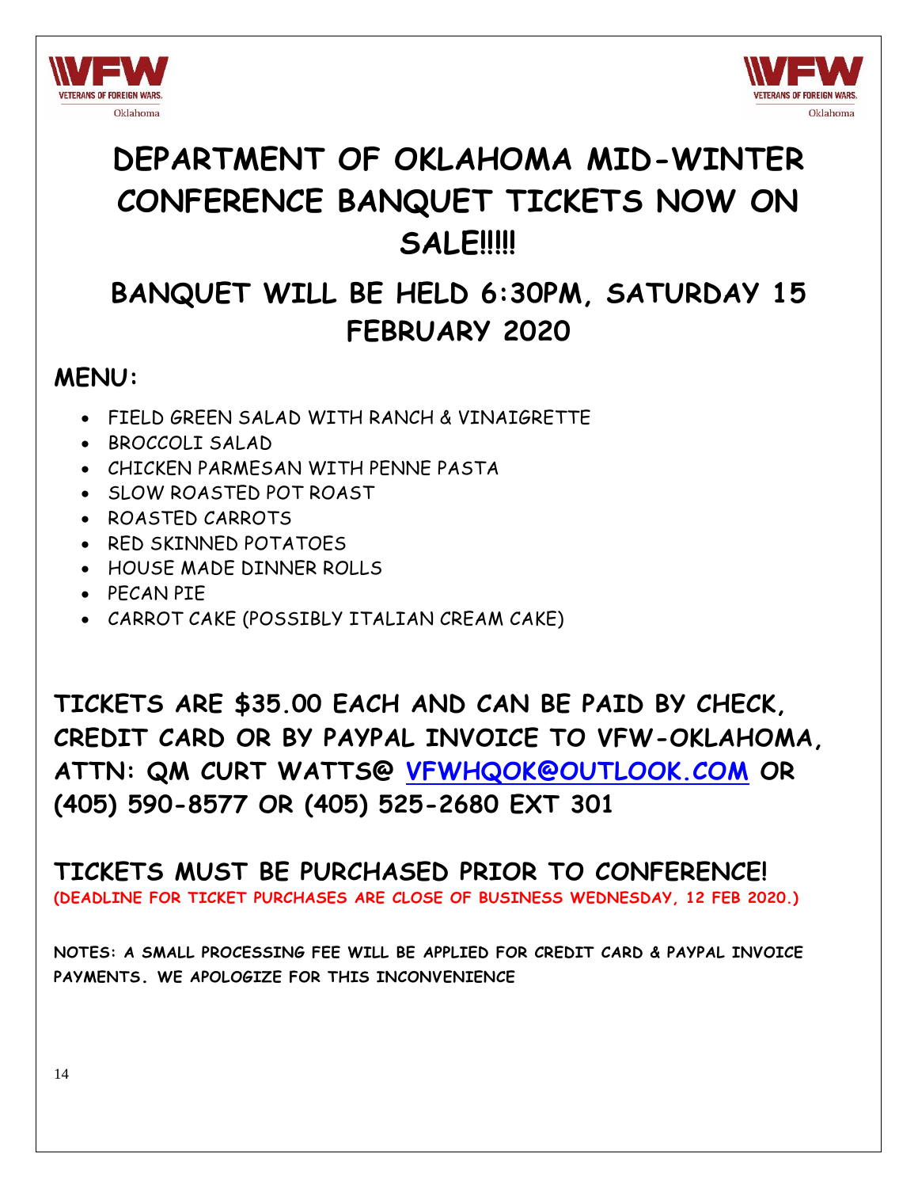# DEPARTMENT OF OKLAHOMA MID-WINTER CONFERENCE BANQUET TICKETS NOW ON SALE!!!!!

## BANQUET WILL BE HELD 6:30PM, SATURDAY 15 FEBRUARY 2020

### MENU:

- FIELD GREEN SALAD WITH RANCH & VINAIGRETTE
- BROCCOLI SALAD
- CHICKEN PARMESAN WITH PENNE PASTA
- SLOW ROASTED POT ROAST
- ROASTED CARROTS
- RED SKINNED POTATOES
- HOUSE MADE DINNER ROLLS
- PECAN PIE
- CARROT CAKE (POSSIBLY ITALIAN CREAM CAKE)

**TICKETS ARE $35.00 EACH AND CAN BE PAID BY CHECK, CREDIT CARD OR BY PAYPAL INVOICE TO VFW-OKLAHOMA, ATTN: QM CURT WATTS@ VFWHQOK@OUTLOOK.COM OR (405) 590-8577 OR (405) 525-2680 EXT 301**

**TICKETS MUST BE PURCHASED PRIOR TO CONFERENCE!**

**(DEADLINE FOR TICKET PURCHASES ARE CLOSE OF BUSINESS WEDNESDAY, 12 FEB 2020.)**

**NOTES: A SMALL PROCESSING FEE WILL BE APPLIED FOR CREDIT CARD & PAYPAL INVOICE PAYMENTS. WE APOLOGIZE FOR THIS INCONVENIENCE**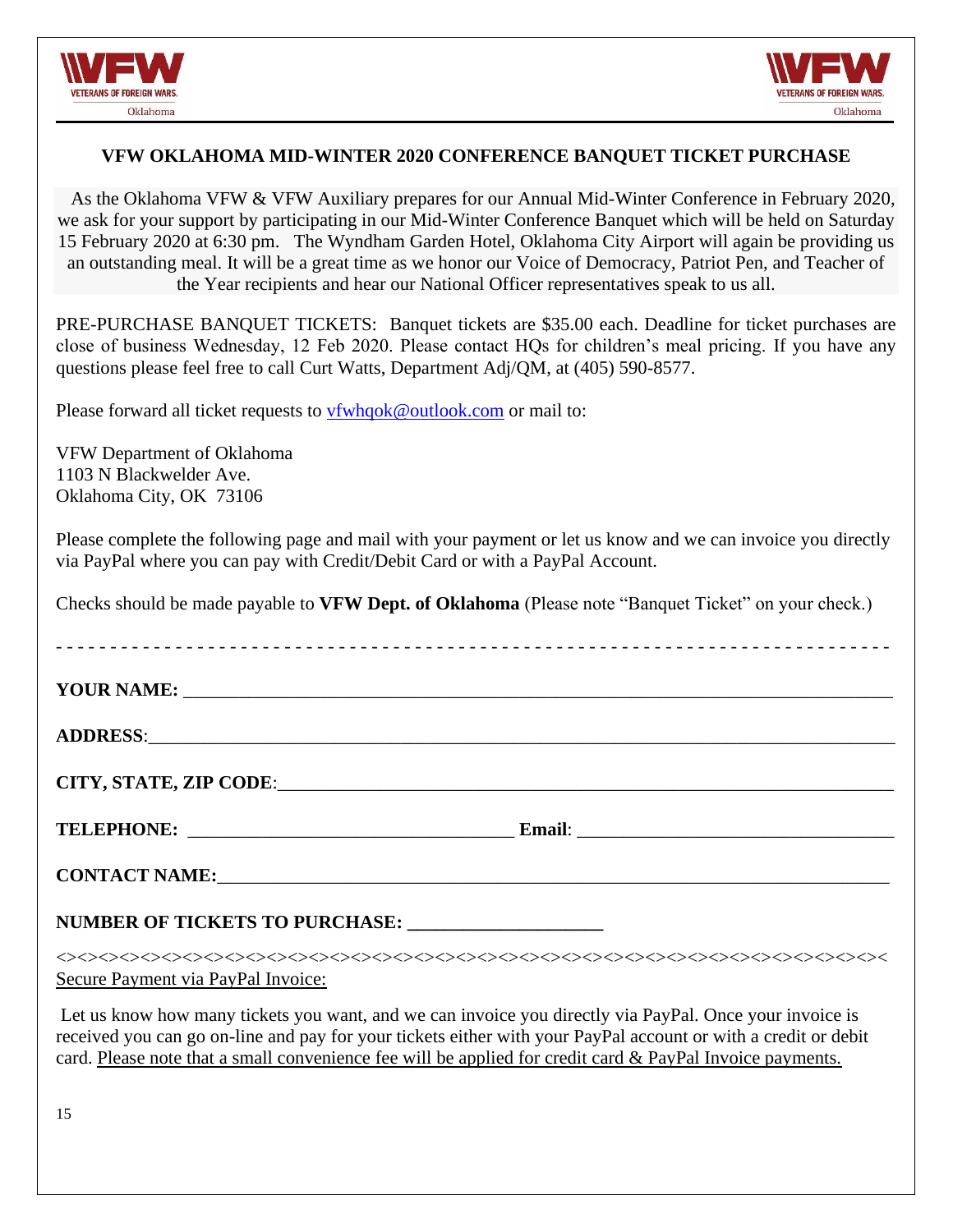### VFW OKLAHOMA MID-WINTER 2020 CONFERENCE BANQUET TICKET PURCHASE

As the Oklahoma VFW & VFW Auxiliary prepares for our Annual Mid-Winter Conference in February 2020, we ask for your support by participating in our Mid-Winter Conference Banquet which will be held on Saturday 15 February 2020 at 6:30 pm. The Wyndham Garden Hotel, Oklahoma City Airport will again be providing us an outstanding meal. It will be a great time as we honor our Voice of Democracy, Patriot Pen, and Teacher of the Year recipients and hear our National Officer representatives speak to us all.

PRE-PURCHASE BANQUET TICKETS: Banquet tickets are $35.00 each. Deadline for ticket purchases are close of business Wednesday, 12 Feb 2020. Please contact HQs for children's meal pricing. If you have any questions please feel free to call Curt Watts, Department Adj/QM, at (405) 590-8577.

Please forward all ticket requests to vfwhqok@outlook.com or mail to:

VFW Department of Oklahoma
1103 N Blackwelder Ave.
Oklahoma City, OK 73106

Please complete the following page and mail with your payment or let us know and we can invoice you directly via PayPal where you can pay with Credit/Debit Card or with a PayPal Account.

Checks should be made payable to **VFW Dept. of Oklahoma** (Please note "Banquet Ticket" on your check.)

- - - - - - - - - - - - - - - - - - - - - - - - - - - - - - - - - - - - - - - - - - - - - - - - - - - - - - - - - - - - - - - - - - - - - - - - - - -

**YOUR NAME:** ________________________________________________________________________

**ADDRESS**:__________________________________________________________________________

**CITY, STATE, ZIP CODE**:________________________________________________________________

**TELEPHONE:** _________________________________ **Email**: _________________________________

**CONTACT NAME:**_____________________________________________________________________

**NUMBER OF TICKETS TO PURCHASE:** ____________________

<><><><><><><><><><><><><><><><><><><><><><><><><><><><><><><><><><><><><><><><><><><><><><><><><

Secure Payment via PayPal Invoice:

Let us know how many tickets you want, and we can invoice you directly via PayPal. Once your invoice is received you can go on-line and pay for your tickets either with your PayPal account or with a credit or debit card. Please note that a small convenience fee will be applied for credit card & PayPal Invoice payments.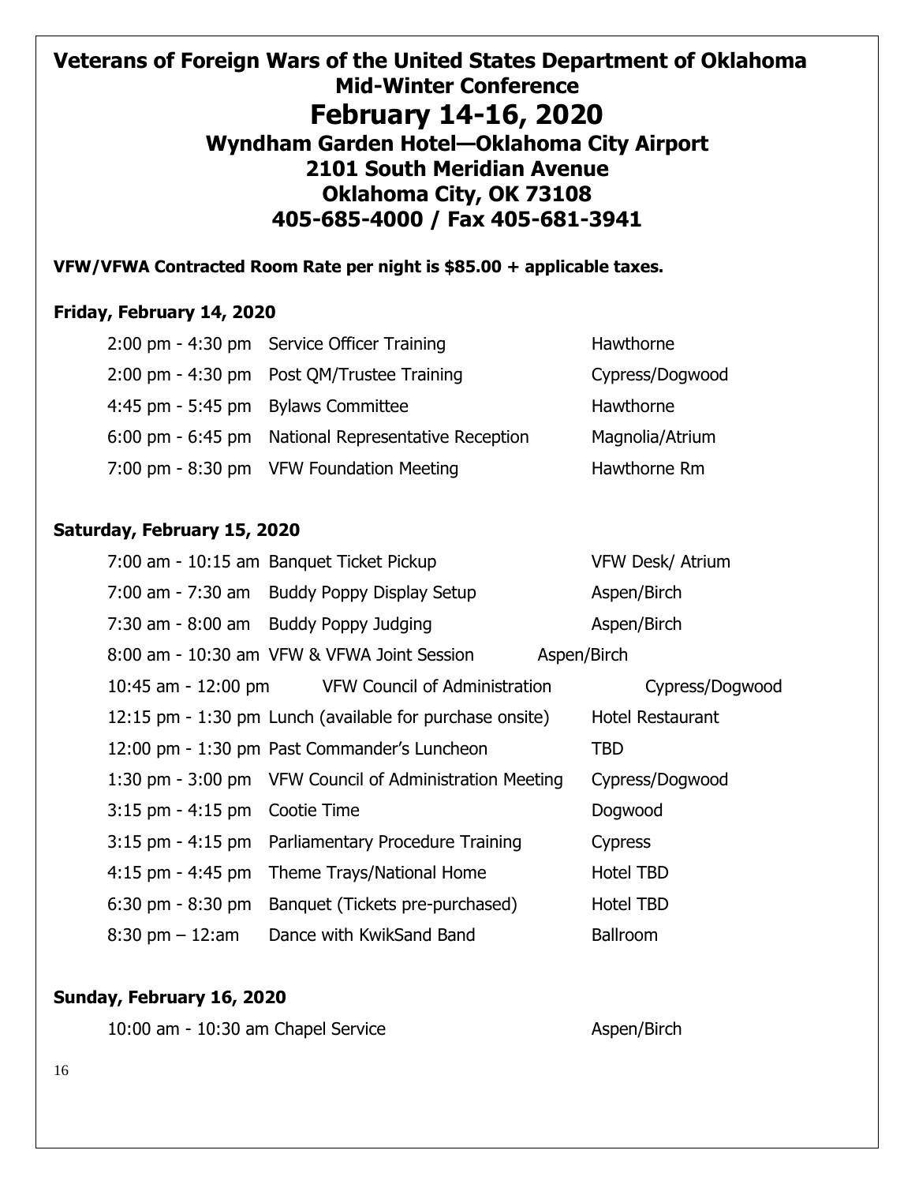# Veterans of Foreign Wars of the United States Department of Oklahoma Mid-Winter Conference

# February 14-16, 2020

## Wyndham Garden Hotel—Oklahoma City Airport
## 2101 South Meridian Avenue
## Oklahoma City, OK 73108
## 405-685-4000 / Fax 405-681-3941

**VFW/VFWA Contracted Room Rate per night is $85.00 + applicable taxes.**

**Friday, February 14, 2020**

| | | |
|---|---|---|
| 2:00 pm - 4:30 pm | Service Officer Training | Hawthorne |
| 2:00 pm - 4:30 pm | Post QM/Trustee Training | Cypress/Dogwood |
| 4:45 pm - 5:45 pm | Bylaws Committee | Hawthorne |
| 6:00 pm - 6:45 pm | National Representative Reception | Magnolia/Atrium |
| 7:00 pm - 8:30 pm | VFW Foundation Meeting | Hawthorne Rm |

**Saturday, February 15, 2020**

| | | |
|---|---|---|
| 7:00 am - 10:15 am | Banquet Ticket Pickup | VFW Desk/ Atrium |
| 7:00 am - 7:30 am | Buddy Poppy Display Setup | Aspen/Birch |
| 7:30 am - 8:00 am | Buddy Poppy Judging | Aspen/Birch |
| 8:00 am - 10:30 am | VFW & VFWA Joint Session | Aspen/Birch |
| 10:45 am - 12:00 pm | VFW Council of Administration | Cypress/Dogwood |
| 12:15 pm - 1:30 pm | Lunch (available for purchase onsite) | Hotel Restaurant |
| 12:00 pm - 1:30 pm | Past Commander's Luncheon | TBD |
| 1:30 pm - 3:00 pm | VFW Council of Administration Meeting | Cypress/Dogwood |
| 3:15 pm - 4:15 pm | Cootie Time | Dogwood |
| 3:15 pm - 4:15 pm | Parliamentary Procedure Training | Cypress |
| 4:15 pm - 4:45 pm | Theme Trays/National Home | Hotel TBD |
| 6:30 pm - 8:30 pm | Banquet (Tickets pre-purchased) | Hotel TBD |
| 8:30 pm – 12:am | Dance with KwikSand Band | Ballroom |

**Sunday, February 16, 2020**

| | | |
|---|---|---|
| 10:00 am - 10:30 am | Chapel Service | Aspen/Birch |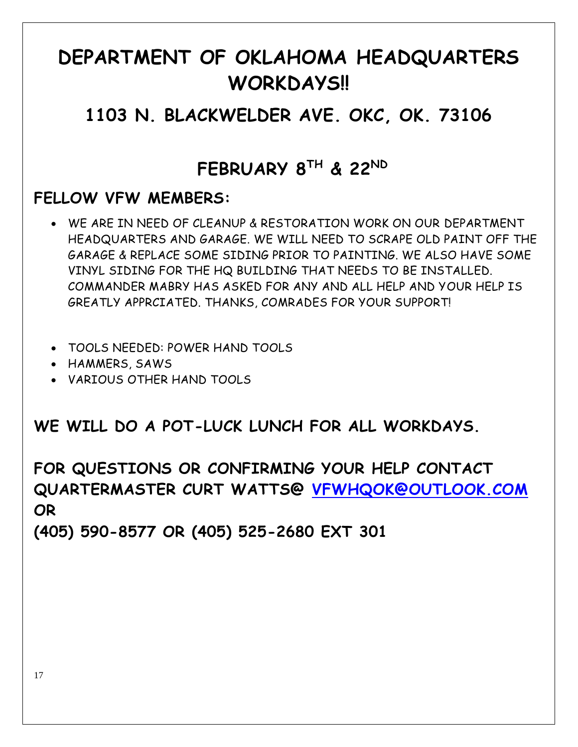# DEPARTMENT OF OKLAHOMA HEADQUARTERS WORKDAYS!!

## 1103 N. BLACKWELDER AVE. OKC, OK. 73106

## FEBRUARY 8TH & 22ND

### FELLOW VFW MEMBERS:

- WE ARE IN NEED OF CLEANUP & RESTORATION WORK ON OUR DEPARTMENT HEADQUARTERS AND GARAGE. WE WILL NEED TO SCRAPE OLD PAINT OFF THE GARAGE & REPLACE SOME SIDING PRIOR TO PAINTING. WE ALSO HAVE SOME VINYL SIDING FOR THE HQ BUILDING THAT NEEDS TO BE INSTALLED. COMMANDER MABRY HAS ASKED FOR ANY AND ALL HELP AND YOUR HELP IS GREATLY APPRCIATED. THANKS, COMRADES FOR YOUR SUPPORT!

- TOOLS NEEDED: POWER HAND TOOLS
- HAMMERS, SAWS
- VARIOUS OTHER HAND TOOLS

**WE WILL DO A POT-LUCK LUNCH FOR ALL WORKDAYS.**

**FOR QUESTIONS OR CONFIRMING YOUR HELP CONTACT QUARTERMASTER CURT WATTS@ VFWHQOK@OUTLOOK.COM OR**

**(405) 590-8577 OR (405) 525-2680 EXT 301**